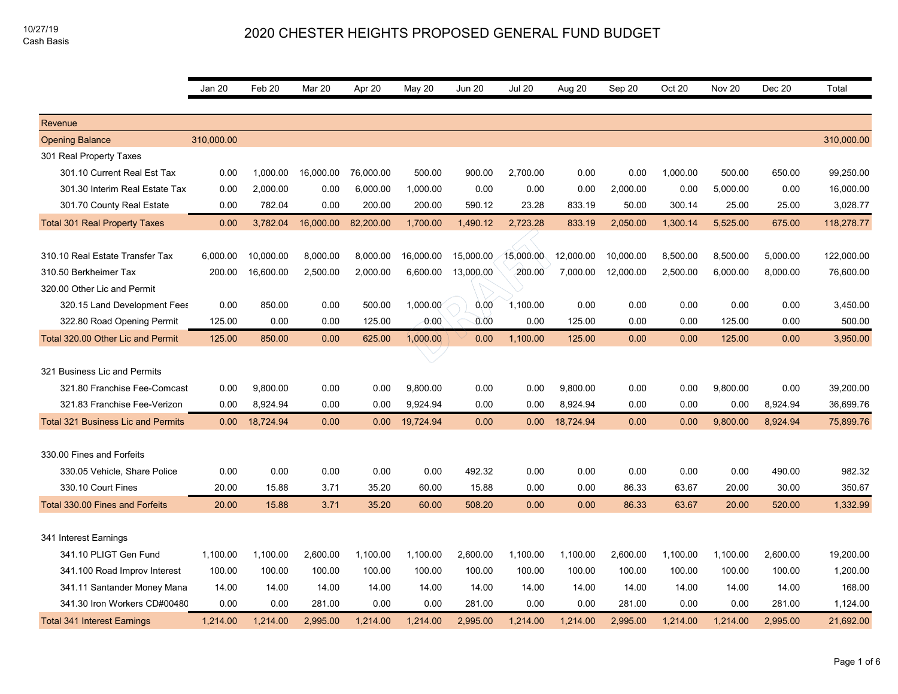10/27/19
Cash Basis

# 2020 CHESTER HEIGHTS PROPOSED GENERAL FUND BUDGET

| | Jan 20 | Feb 20 | Mar 20 | Apr 20 | May 20 | Jun 20 | Jul 20 | Aug 20 | Sep 20 | Oct 20 | Nov 20 | Dec 20 | Total |
|---|---|---|---|---|---|---|---|---|---|---|---|---|---|
| Revenue | | | | | | | | | | | | | |
| Opening Balance | 310,000.00 | | | | | | | | | | | | 310,000.00 |
| 301 Real Property Taxes | | | | | | | | | | | | | |
| 301.10 Current Real Est Tax | 0.00 | 1,000.00 | 16,000.00 | 76,000.00 | 500.00 | 900.00 | 2,700.00 | 0.00 | 0.00 | 1,000.00 | 500.00 | 650.00 | 99,250.00 |
| 301.30 Interim Real Estate Tax | 0.00 | 2,000.00 | 0.00 | 6,000.00 | 1,000.00 | 0.00 | 0.00 | 0.00 | 2,000.00 | 0.00 | 5,000.00 | 0.00 | 16,000.00 |
| 301.70 County Real Estate | 0.00 | 782.04 | 0.00 | 200.00 | 200.00 | 590.12 | 23.28 | 833.19 | 50.00 | 300.14 | 25.00 | 25.00 | 3,028.77 |
| Total 301 Real Property Taxes | 0.00 | 3,782.04 | 16,000.00 | 82,200.00 | 1,700.00 | 1,490.12 | 2,723.28 | 833.19 | 2,050.00 | 1,300.14 | 5,525.00 | 675.00 | 118,278.77 |
| 310.10 Real Estate Transfer Tax | 6,000.00 | 10,000.00 | 8,000.00 | 8,000.00 | 16,000.00 | 15,000.00 | 15,000.00 | 12,000.00 | 10,000.00 | 8,500.00 | 8,500.00 | 5,000.00 | 122,000.00 |
| 310.50 Berkheimer Tax | 200.00 | 16,600.00 | 2,500.00 | 2,000.00 | 6,600.00 | 13,000.00 | 200.00 | 7,000.00 | 12,000.00 | 2,500.00 | 6,000.00 | 8,000.00 | 76,600.00 |
| 320.00 Other Lic and Permit | | | | | | | | | | | | | |
| 320.15 Land Development Fees | 0.00 | 850.00 | 0.00 | 500.00 | 1,000.00 | 0.00 | 1,100.00 | 0.00 | 0.00 | 0.00 | 0.00 | 0.00 | 3,450.00 |
| 322.80 Road Opening Permit | 125.00 | 0.00 | 0.00 | 125.00 | 0.00 | 0.00 | 0.00 | 125.00 | 0.00 | 0.00 | 125.00 | 0.00 | 500.00 |
| Total 320.00 Other Lic and Permit | 125.00 | 850.00 | 0.00 | 625.00 | 1,000.00 | 0.00 | 1,100.00 | 125.00 | 0.00 | 0.00 | 125.00 | 0.00 | 3,950.00 |
| 321 Business Lic and Permits | | | | | | | | | | | | | |
| 321.80 Franchise Fee-Comcast | 0.00 | 9,800.00 | 0.00 | 0.00 | 9,800.00 | 0.00 | 0.00 | 9,800.00 | 0.00 | 0.00 | 9,800.00 | 0.00 | 39,200.00 |
| 321.83 Franchise Fee-Verizon | 0.00 | 8,924.94 | 0.00 | 0.00 | 9,924.94 | 0.00 | 0.00 | 8,924.94 | 0.00 | 0.00 | 0.00 | 8,924.94 | 36,699.76 |
| Total 321 Business Lic and Permits | 0.00 | 18,724.94 | 0.00 | 0.00 | 19,724.94 | 0.00 | 0.00 | 18,724.94 | 0.00 | 0.00 | 9,800.00 | 8,924.94 | 75,899.76 |
| 330.00 Fines and Forfeits | | | | | | | | | | | | | |
| 330.05 Vehicle, Share Police | 0.00 | 0.00 | 0.00 | 0.00 | 0.00 | 492.32 | 0.00 | 0.00 | 0.00 | 0.00 | 0.00 | 490.00 | 982.32 |
| 330.10 Court Fines | 20.00 | 15.88 | 3.71 | 35.20 | 60.00 | 15.88 | 0.00 | 0.00 | 86.33 | 63.67 | 20.00 | 30.00 | 350.67 |
| Total 330.00 Fines and Forfeits | 20.00 | 15.88 | 3.71 | 35.20 | 60.00 | 508.20 | 0.00 | 0.00 | 86.33 | 63.67 | 20.00 | 520.00 | 1,332.99 |
| 341 Interest Earnings | | | | | | | | | | | | | |
| 341.10 PLIGT Gen Fund | 1,100.00 | 1,100.00 | 2,600.00 | 1,100.00 | 1,100.00 | 2,600.00 | 1,100.00 | 1,100.00 | 2,600.00 | 1,100.00 | 1,100.00 | 2,600.00 | 19,200.00 |
| 341.100 Road Improv Interest | 100.00 | 100.00 | 100.00 | 100.00 | 100.00 | 100.00 | 100.00 | 100.00 | 100.00 | 100.00 | 100.00 | 100.00 | 1,200.00 |
| 341.11 Santander Money Mana | 14.00 | 14.00 | 14.00 | 14.00 | 14.00 | 14.00 | 14.00 | 14.00 | 14.00 | 14.00 | 14.00 | 14.00 | 168.00 |
| 341.30 Iron Workers CD#00480 | 0.00 | 0.00 | 281.00 | 0.00 | 0.00 | 281.00 | 0.00 | 0.00 | 281.00 | 0.00 | 0.00 | 281.00 | 1,124.00 |
| Total 341 Interest Earnings | 1,214.00 | 1,214.00 | 2,995.00 | 1,214.00 | 1,214.00 | 2,995.00 | 1,214.00 | 1,214.00 | 2,995.00 | 1,214.00 | 1,214.00 | 2,995.00 | 21,692.00 |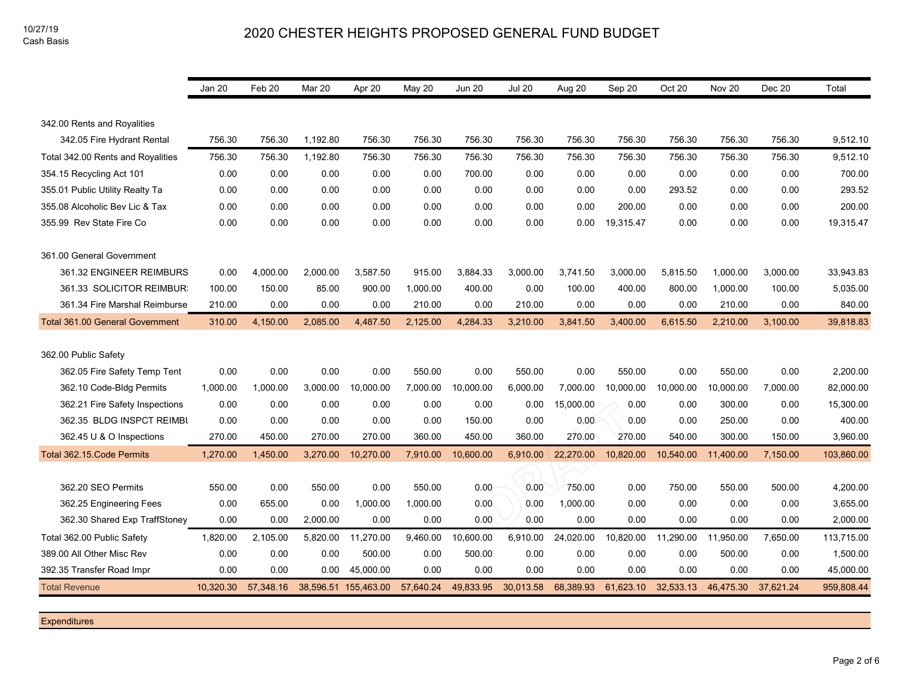10/27/19
Cash Basis

# 2020 CHESTER HEIGHTS PROPOSED GENERAL FUND BUDGET

| | Jan 20 | Feb 20 | Mar 20 | Apr 20 | May 20 | Jun 20 | Jul 20 | Aug 20 | Sep 20 | Oct 20 | Nov 20 | Dec 20 | Total |
|---|---|---|---|---|---|---|---|---|---|---|---|---|---|
| 342.00 Rents and Royalities | | | | | | | | | | | | | |
| 342.05 Fire Hydrant Rental | 756.30 | 756.30 | 1,192.80 | 756.30 | 756.30 | 756.30 | 756.30 | 756.30 | 756.30 | 756.30 | 756.30 | 756.30 | 9,512.10 |
| Total 342.00 Rents and Royalities | 756.30 | 756.30 | 1,192.80 | 756.30 | 756.30 | 756.30 | 756.30 | 756.30 | 756.30 | 756.30 | 756.30 | 756.30 | 9,512.10 |
| 354.15 Recycling Act 101 | 0.00 | 0.00 | 0.00 | 0.00 | 0.00 | 700.00 | 0.00 | 0.00 | 0.00 | 0.00 | 0.00 | 0.00 | 700.00 |
| 355.01 Public Utility Realty Ta | 0.00 | 0.00 | 0.00 | 0.00 | 0.00 | 0.00 | 0.00 | 0.00 | 0.00 | 293.52 | 0.00 | 0.00 | 293.52 |
| 355.08 Alcoholic Bev Lic & Tax | 0.00 | 0.00 | 0.00 | 0.00 | 0.00 | 0.00 | 0.00 | 0.00 | 200.00 | 0.00 | 0.00 | 0.00 | 200.00 |
| 355.99 Rev State Fire Co | 0.00 | 0.00 | 0.00 | 0.00 | 0.00 | 0.00 | 0.00 | 0.00 | 19,315.47 | 0.00 | 0.00 | 0.00 | 19,315.47 |
| 361.00 General Government | | | | | | | | | | | | | |
| 361.32 ENGINEER REIMBURS | 0.00 | 4,000.00 | 2,000.00 | 3,587.50 | 915.00 | 3,884.33 | 3,000.00 | 3,741.50 | 3,000.00 | 5,815.50 | 1,000.00 | 3,000.00 | 33,943.83 |
| 361.33 SOLICITOR REIMBUR: | 100.00 | 150.00 | 85.00 | 900.00 | 1,000.00 | 400.00 | 0.00 | 100.00 | 400.00 | 800.00 | 1,000.00 | 100.00 | 5,035.00 |
| 361.34 Fire Marshal Reimburse | 210.00 | 0.00 | 0.00 | 0.00 | 210.00 | 0.00 | 210.00 | 0.00 | 0.00 | 0.00 | 210.00 | 0.00 | 840.00 |
| Total 361.00 General Government | 310.00 | 4,150.00 | 2,085.00 | 4,487.50 | 2,125.00 | 4,284.33 | 3,210.00 | 3,841.50 | 3,400.00 | 6,615.50 | 2,210.00 | 3,100.00 | 39,818.83 |
| 362.00 Public Safety | | | | | | | | | | | | | |
| 362.05 Fire Safety Temp Tent | 0.00 | 0.00 | 0.00 | 0.00 | 550.00 | 0.00 | 550.00 | 0.00 | 550.00 | 0.00 | 550.00 | 0.00 | 2,200.00 |
| 362.10 Code-Bldg Permits | 1,000.00 | 1,000.00 | 3,000.00 | 10,000.00 | 7,000.00 | 10,000.00 | 6,000.00 | 7,000.00 | 10,000.00 | 10,000.00 | 10,000.00 | 7,000.00 | 82,000.00 |
| 362.21 Fire Safety Inspections | 0.00 | 0.00 | 0.00 | 0.00 | 0.00 | 0.00 | 0.00 | 15,000.00 | 0.00 | 0.00 | 300.00 | 0.00 | 15,300.00 |
| 362.35 BLDG INSPCT REIMBU | 0.00 | 0.00 | 0.00 | 0.00 | 0.00 | 150.00 | 0.00 | 0.00 | 0.00 | 0.00 | 250.00 | 0.00 | 400.00 |
| 362.45 U & O Inspections | 270.00 | 450.00 | 270.00 | 270.00 | 360.00 | 450.00 | 360.00 | 270.00 | 270.00 | 540.00 | 300.00 | 150.00 | 3,960.00 |
| Total 362.15.Code Permits | 1,270.00 | 1,450.00 | 3,270.00 | 10,270.00 | 7,910.00 | 10,600.00 | 6,910.00 | 22,270.00 | 10,820.00 | 10,540.00 | 11,400.00 | 7,150.00 | 103,860.00 |
| 362.20 SEO Permits | 550.00 | 0.00 | 550.00 | 0.00 | 550.00 | 0.00 | 0.00 | 750.00 | 0.00 | 750.00 | 550.00 | 500.00 | 4,200.00 |
| 362.25 Engineering Fees | 0.00 | 655.00 | 0.00 | 1,000.00 | 1,000.00 | 0.00 | 0.00 | 1,000.00 | 0.00 | 0.00 | 0.00 | 0.00 | 3,655.00 |
| 362.30 Shared Exp TraffStoney | 0.00 | 0.00 | 2,000.00 | 0.00 | 0.00 | 0.00 | 0.00 | 0.00 | 0.00 | 0.00 | 0.00 | 0.00 | 2,000.00 |
| Total 362.00 Public Safety | 1,820.00 | 2,105.00 | 5,820.00 | 11,270.00 | 9,460.00 | 10,600.00 | 6,910.00 | 24,020.00 | 10,820.00 | 11,290.00 | 11,950.00 | 7,650.00 | 113,715.00 |
| 389.00 All Other Misc Rev | 0.00 | 0.00 | 0.00 | 500.00 | 0.00 | 500.00 | 0.00 | 0.00 | 0.00 | 0.00 | 500.00 | 0.00 | 1,500.00 |
| 392.35 Transfer Road Impr | 0.00 | 0.00 | 0.00 | 45,000.00 | 0.00 | 0.00 | 0.00 | 0.00 | 0.00 | 0.00 | 0.00 | 0.00 | 45,000.00 |
| Total Revenue | 10,320.30 | 57,348.16 | 38,596.51 | 155,463.00 | 57,640.24 | 49,833.95 | 30,013.58 | 68,389.93 | 61,623.10 | 32,533.13 | 46,475.30 | 37,621.24 | 959,808.44 |

Expenditures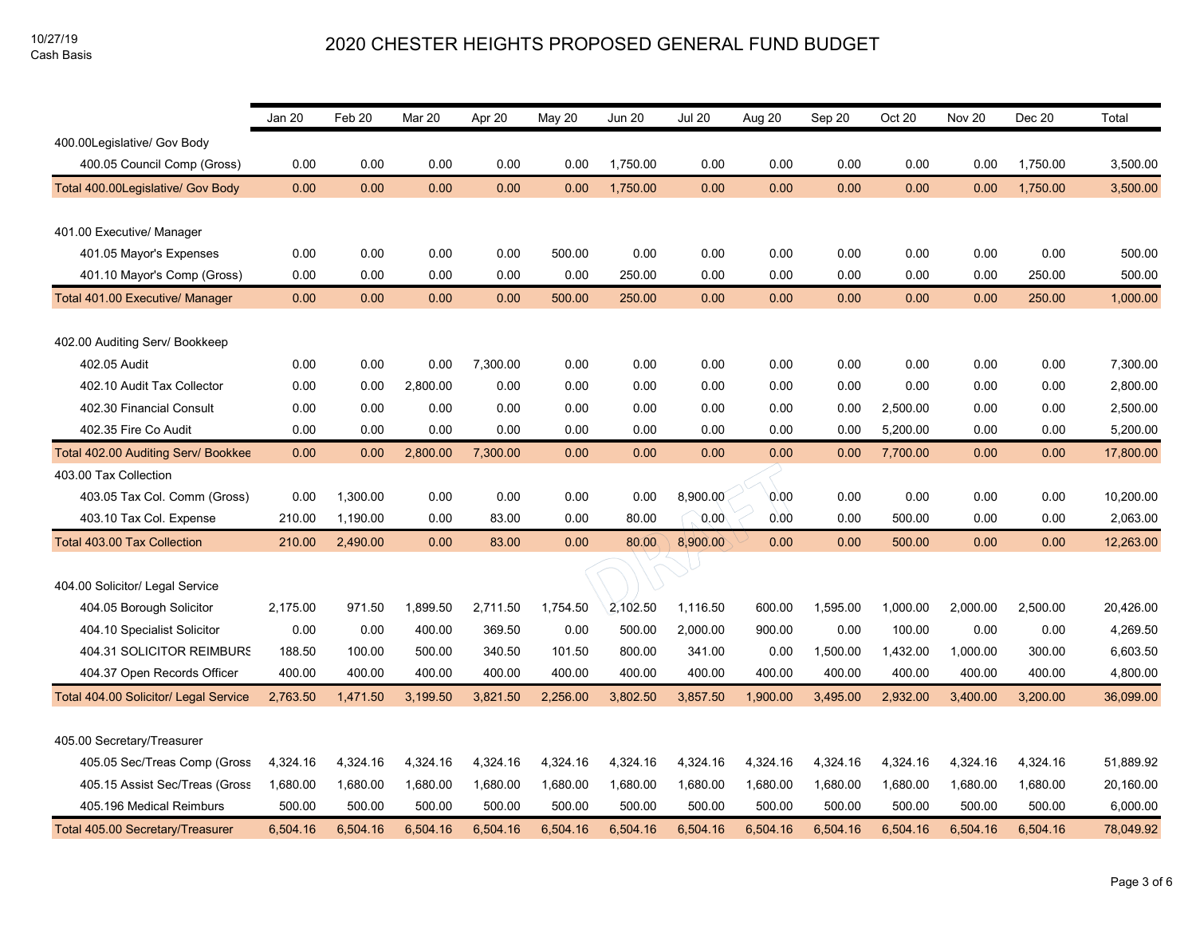10/27/19
Cash Basis

# 2020 CHESTER HEIGHTS PROPOSED GENERAL FUND BUDGET

| | Jan 20 | Feb 20 | Mar 20 | Apr 20 | May 20 | Jun 20 | Jul 20 | Aug 20 | Sep 20 | Oct 20 | Nov 20 | Dec 20 | Total |
|---|---|---|---|---|---|---|---|---|---|---|---|---|---|
| 400.00Legislative/ Gov Body | | | | | | | | | | | | | |
| 400.05 Council Comp (Gross) | 0.00 | 0.00 | 0.00 | 0.00 | 0.00 | 1,750.00 | 0.00 | 0.00 | 0.00 | 0.00 | 0.00 | 1,750.00 | 3,500.00 |
| Total 400.00Legislative/ Gov Body | 0.00 | 0.00 | 0.00 | 0.00 | 0.00 | 1,750.00 | 0.00 | 0.00 | 0.00 | 0.00 | 0.00 | 1,750.00 | 3,500.00 |
| 401.00 Executive/ Manager | | | | | | | | | | | | | |
| 401.05 Mayor's Expenses | 0.00 | 0.00 | 0.00 | 0.00 | 500.00 | 0.00 | 0.00 | 0.00 | 0.00 | 0.00 | 0.00 | 0.00 | 500.00 |
| 401.10 Mayor's Comp (Gross) | 0.00 | 0.00 | 0.00 | 0.00 | 0.00 | 250.00 | 0.00 | 0.00 | 0.00 | 0.00 | 0.00 | 250.00 | 500.00 |
| Total 401.00 Executive/ Manager | 0.00 | 0.00 | 0.00 | 0.00 | 500.00 | 250.00 | 0.00 | 0.00 | 0.00 | 0.00 | 0.00 | 250.00 | 1,000.00 |
| 402.00 Auditing Serv/ Bookkeep | | | | | | | | | | | | | |
| 402.05 Audit | 0.00 | 0.00 | 0.00 | 7,300.00 | 0.00 | 0.00 | 0.00 | 0.00 | 0.00 | 0.00 | 0.00 | 0.00 | 7,300.00 |
| 402.10 Audit Tax Collector | 0.00 | 0.00 | 2,800.00 | 0.00 | 0.00 | 0.00 | 0.00 | 0.00 | 0.00 | 0.00 | 0.00 | 0.00 | 2,800.00 |
| 402.30 Financial Consult | 0.00 | 0.00 | 0.00 | 0.00 | 0.00 | 0.00 | 0.00 | 0.00 | 0.00 | 2,500.00 | 0.00 | 0.00 | 2,500.00 |
| 402.35 Fire Co Audit | 0.00 | 0.00 | 0.00 | 0.00 | 0.00 | 0.00 | 0.00 | 0.00 | 0.00 | 5,200.00 | 0.00 | 0.00 | 5,200.00 |
| Total 402.00 Auditing Serv/ Bookkee | 0.00 | 0.00 | 2,800.00 | 7,300.00 | 0.00 | 0.00 | 0.00 | 0.00 | 0.00 | 7,700.00 | 0.00 | 0.00 | 17,800.00 |
| 403.00 Tax Collection | | | | | | | | | | | | | |
| 403.05 Tax Col. Comm (Gross) | 0.00 | 1,300.00 | 0.00 | 0.00 | 0.00 | 0.00 | 8,900.00 | 0.00 | 0.00 | 0.00 | 0.00 | 0.00 | 10,200.00 |
| 403.10 Tax Col. Expense | 210.00 | 1,190.00 | 0.00 | 83.00 | 0.00 | 80.00 | 0.00 | 0.00 | 0.00 | 500.00 | 0.00 | 0.00 | 2,063.00 |
| Total 403.00 Tax Collection | 210.00 | 2,490.00 | 0.00 | 83.00 | 0.00 | 80.00 | 8,900.00 | 0.00 | 0.00 | 500.00 | 0.00 | 0.00 | 12,263.00 |
| 404.00 Solicitor/ Legal Service | | | | | | | | | | | | | |
| 404.05 Borough Solicitor | 2,175.00 | 971.50 | 1,899.50 | 2,711.50 | 1,754.50 | 2,102.50 | 1,116.50 | 600.00 | 1,595.00 | 1,000.00 | 2,000.00 | 2,500.00 | 20,426.00 |
| 404.10 Specialist Solicitor | 0.00 | 0.00 | 400.00 | 369.50 | 0.00 | 500.00 | 2,000.00 | 900.00 | 0.00 | 100.00 | 0.00 | 0.00 | 4,269.50 |
| 404.31 SOLICITOR REIMBURS | 188.50 | 100.00 | 500.00 | 340.50 | 101.50 | 800.00 | 341.00 | 0.00 | 1,500.00 | 1,432.00 | 1,000.00 | 300.00 | 6,603.50 |
| 404.37 Open Records Officer | 400.00 | 400.00 | 400.00 | 400.00 | 400.00 | 400.00 | 400.00 | 400.00 | 400.00 | 400.00 | 400.00 | 400.00 | 4,800.00 |
| Total 404.00 Solicitor/ Legal Service | 2,763.50 | 1,471.50 | 3,199.50 | 3,821.50 | 2,256.00 | 3,802.50 | 3,857.50 | 1,900.00 | 3,495.00 | 2,932.00 | 3,400.00 | 3,200.00 | 36,099.00 |
| 405.00 Secretary/Treasurer | | | | | | | | | | | | | |
| 405.05 Sec/Treas Comp (Gross | 4,324.16 | 4,324.16 | 4,324.16 | 4,324.16 | 4,324.16 | 4,324.16 | 4,324.16 | 4,324.16 | 4,324.16 | 4,324.16 | 4,324.16 | 4,324.16 | 51,889.92 |
| 405.15 Assist Sec/Treas (Gross | 1,680.00 | 1,680.00 | 1,680.00 | 1,680.00 | 1,680.00 | 1,680.00 | 1,680.00 | 1,680.00 | 1,680.00 | 1,680.00 | 1,680.00 | 1,680.00 | 20,160.00 |
| 405.196 Medical Reimburs | 500.00 | 500.00 | 500.00 | 500.00 | 500.00 | 500.00 | 500.00 | 500.00 | 500.00 | 500.00 | 500.00 | 500.00 | 6,000.00 |
| Total 405.00 Secretary/Treasurer | 6,504.16 | 6,504.16 | 6,504.16 | 6,504.16 | 6,504.16 | 6,504.16 | 6,504.16 | 6,504.16 | 6,504.16 | 6,504.16 | 6,504.16 | 6,504.16 | 78,049.92 |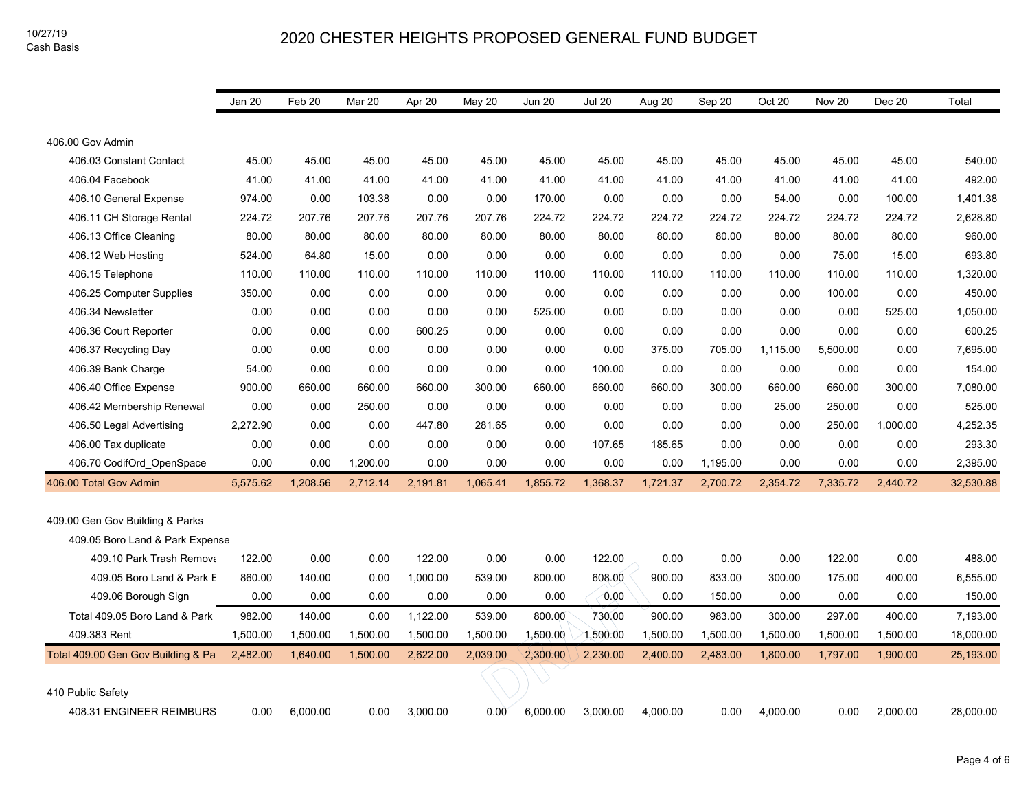10/27/19
Cash Basis

# 2020 CHESTER HEIGHTS PROPOSED GENERAL FUND BUDGET

| | Jan 20 | Feb 20 | Mar 20 | Apr 20 | May 20 | Jun 20 | Jul 20 | Aug 20 | Sep 20 | Oct 20 | Nov 20 | Dec 20 | Total |
|---|---|---|---|---|---|---|---|---|---|---|---|---|---|
| 406.00 Gov Admin | | | | | | | | | | | | | |
| 406.03 Constant Contact | 45.00 | 45.00 | 45.00 | 45.00 | 45.00 | 45.00 | 45.00 | 45.00 | 45.00 | 45.00 | 45.00 | 45.00 | 540.00 |
| 406.04 Facebook | 41.00 | 41.00 | 41.00 | 41.00 | 41.00 | 41.00 | 41.00 | 41.00 | 41.00 | 41.00 | 41.00 | 41.00 | 492.00 |
| 406.10 General Expense | 974.00 | 0.00 | 103.38 | 0.00 | 0.00 | 170.00 | 0.00 | 0.00 | 0.00 | 54.00 | 0.00 | 100.00 | 1,401.38 |
| 406.11 CH Storage Rental | 224.72 | 207.76 | 207.76 | 207.76 | 207.76 | 224.72 | 224.72 | 224.72 | 224.72 | 224.72 | 224.72 | 224.72 | 2,628.80 |
| 406.13 Office Cleaning | 80.00 | 80.00 | 80.00 | 80.00 | 80.00 | 80.00 | 80.00 | 80.00 | 80.00 | 80.00 | 80.00 | 80.00 | 960.00 |
| 406.12 Web Hosting | 524.00 | 64.80 | 15.00 | 0.00 | 0.00 | 0.00 | 0.00 | 0.00 | 0.00 | 0.00 | 75.00 | 15.00 | 693.80 |
| 406.15 Telephone | 110.00 | 110.00 | 110.00 | 110.00 | 110.00 | 110.00 | 110.00 | 110.00 | 110.00 | 110.00 | 110.00 | 110.00 | 1,320.00 |
| 406.25 Computer Supplies | 350.00 | 0.00 | 0.00 | 0.00 | 0.00 | 0.00 | 0.00 | 0.00 | 0.00 | 0.00 | 100.00 | 0.00 | 450.00 |
| 406.34 Newsletter | 0.00 | 0.00 | 0.00 | 0.00 | 0.00 | 525.00 | 0.00 | 0.00 | 0.00 | 0.00 | 0.00 | 525.00 | 1,050.00 |
| 406.36 Court Reporter | 0.00 | 0.00 | 0.00 | 600.25 | 0.00 | 0.00 | 0.00 | 0.00 | 0.00 | 0.00 | 0.00 | 0.00 | 600.25 |
| 406.37 Recycling Day | 0.00 | 0.00 | 0.00 | 0.00 | 0.00 | 0.00 | 0.00 | 375.00 | 705.00 | 1,115.00 | 5,500.00 | 0.00 | 7,695.00 |
| 406.39 Bank Charge | 54.00 | 0.00 | 0.00 | 0.00 | 0.00 | 0.00 | 100.00 | 0.00 | 0.00 | 0.00 | 0.00 | 0.00 | 154.00 |
| 406.40 Office Expense | 900.00 | 660.00 | 660.00 | 660.00 | 300.00 | 660.00 | 660.00 | 660.00 | 300.00 | 660.00 | 660.00 | 300.00 | 7,080.00 |
| 406.42 Membership Renewal | 0.00 | 0.00 | 250.00 | 0.00 | 0.00 | 0.00 | 0.00 | 0.00 | 0.00 | 25.00 | 250.00 | 0.00 | 525.00 |
| 406.50 Legal Advertising | 2,272.90 | 0.00 | 0.00 | 447.80 | 281.65 | 0.00 | 0.00 | 0.00 | 0.00 | 0.00 | 250.00 | 1,000.00 | 4,252.35 |
| 406.00 Tax duplicate | 0.00 | 0.00 | 0.00 | 0.00 | 0.00 | 0.00 | 107.65 | 185.65 | 0.00 | 0.00 | 0.00 | 0.00 | 293.30 |
| 406.70 CodifOrd_OpenSpace | 0.00 | 0.00 | 1,200.00 | 0.00 | 0.00 | 0.00 | 0.00 | 0.00 | 1,195.00 | 0.00 | 0.00 | 0.00 | 2,395.00 |
| 406.00 Total Gov Admin | 5,575.62 | 1,208.56 | 2,712.14 | 2,191.81 | 1,065.41 | 1,855.72 | 1,368.37 | 1,721.37 | 2,700.72 | 2,354.72 | 7,335.72 | 2,440.72 | 32,530.88 |
| 409.00 Gen Gov Building & Parks | | | | | | | | | | | | | |
| 409.05 Boro Land & Park Expense | | | | | | | | | | | | | |
| 409.10 Park Trash Remova | 122.00 | 0.00 | 0.00 | 122.00 | 0.00 | 0.00 | 122.00 | 0.00 | 0.00 | 0.00 | 122.00 | 0.00 | 488.00 |
| 409.05 Boro Land & Park E | 860.00 | 140.00 | 0.00 | 1,000.00 | 539.00 | 800.00 | 608.00 | 900.00 | 833.00 | 300.00 | 175.00 | 400.00 | 6,555.00 |
| 409.06 Borough Sign | 0.00 | 0.00 | 0.00 | 0.00 | 0.00 | 0.00 | 0.00 | 0.00 | 150.00 | 0.00 | 0.00 | 0.00 | 150.00 |
| Total 409.05 Boro Land & Park | 982.00 | 140.00 | 0.00 | 1,122.00 | 539.00 | 800.00 | 730.00 | 900.00 | 983.00 | 300.00 | 297.00 | 400.00 | 7,193.00 |
| 409.383 Rent | 1,500.00 | 1,500.00 | 1,500.00 | 1,500.00 | 1,500.00 | 1,500.00 | 1,500.00 | 1,500.00 | 1,500.00 | 1,500.00 | 1,500.00 | 1,500.00 | 18,000.00 |
| Total 409.00 Gen Gov Building & Pa | 2,482.00 | 1,640.00 | 1,500.00 | 2,622.00 | 2,039.00 | 2,300.00 | 2,230.00 | 2,400.00 | 2,483.00 | 1,800.00 | 1,797.00 | 1,900.00 | 25,193.00 |
| 410 Public Safety | | | | | | | | | | | | | |
| 408.31 ENGINEER REIMBURS | 0.00 | 6,000.00 | 0.00 | 3,000.00 | 0.00 | 6,000.00 | 3,000.00 | 4,000.00 | 0.00 | 4,000.00 | 0.00 | 2,000.00 | 28,000.00 |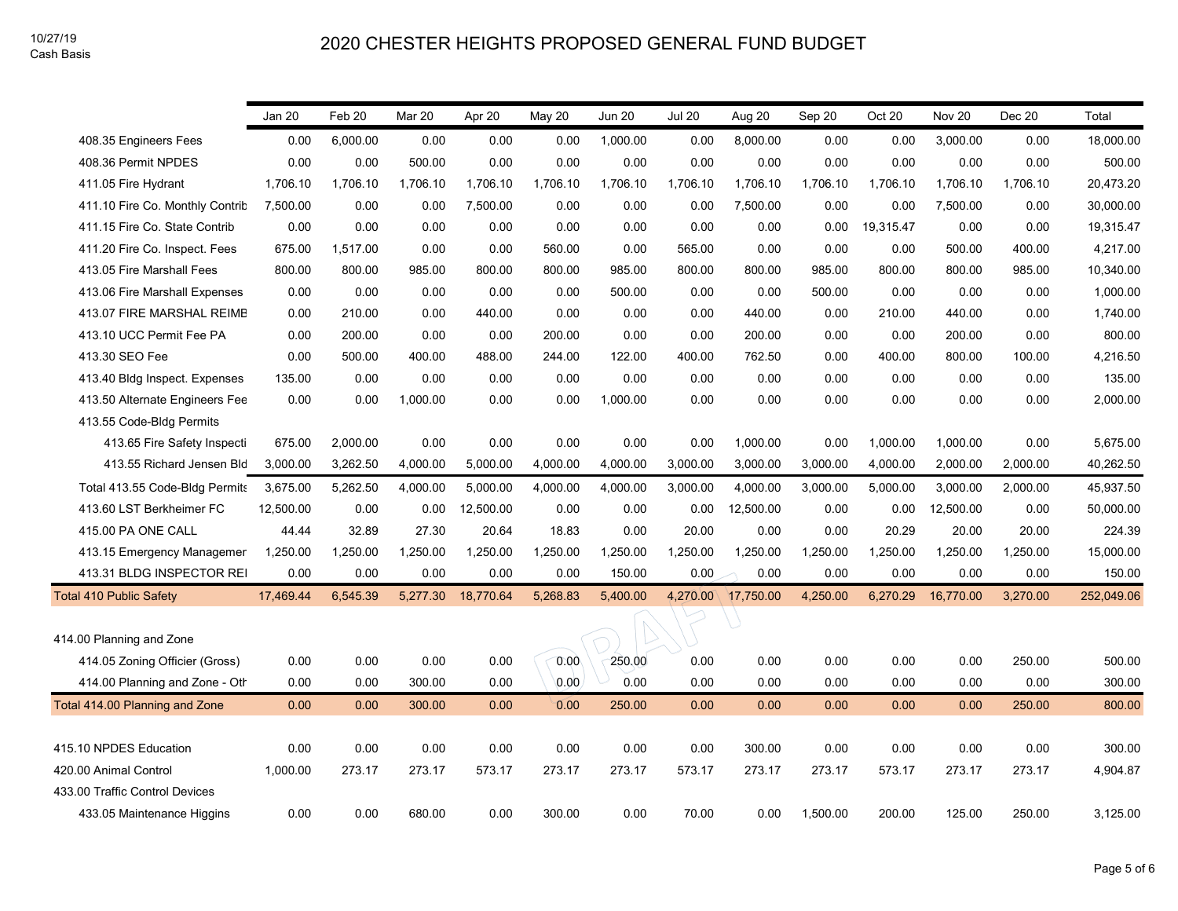10/27/19
Cash Basis

# 2020 CHESTER HEIGHTS PROPOSED GENERAL FUND BUDGET

| | Jan 20 | Feb 20 | Mar 20 | Apr 20 | May 20 | Jun 20 | Jul 20 | Aug 20 | Sep 20 | Oct 20 | Nov 20 | Dec 20 | Total |
|---|---|---|---|---|---|---|---|---|---|---|---|---|---|
| 408.35 Engineers Fees | 0.00 | 6,000.00 | 0.00 | 0.00 | 0.00 | 1,000.00 | 0.00 | 8,000.00 | 0.00 | 0.00 | 3,000.00 | 0.00 | 18,000.00 |
| 408.36 Permit NPDES | 0.00 | 0.00 | 500.00 | 0.00 | 0.00 | 0.00 | 0.00 | 0.00 | 0.00 | 0.00 | 0.00 | 0.00 | 500.00 |
| 411.05 Fire Hydrant | 1,706.10 | 1,706.10 | 1,706.10 | 1,706.10 | 1,706.10 | 1,706.10 | 1,706.10 | 1,706.10 | 1,706.10 | 1,706.10 | 1,706.10 | 1,706.10 | 20,473.20 |
| 411.10 Fire Co. Monthly Contrib | 7,500.00 | 0.00 | 0.00 | 7,500.00 | 0.00 | 0.00 | 0.00 | 7,500.00 | 0.00 | 0.00 | 7,500.00 | 0.00 | 30,000.00 |
| 411.15 Fire Co. State Contrib | 0.00 | 0.00 | 0.00 | 0.00 | 0.00 | 0.00 | 0.00 | 0.00 | 0.00 | 19,315.47 | 0.00 | 0.00 | 19,315.47 |
| 411.20 Fire Co. Inspect. Fees | 675.00 | 1,517.00 | 0.00 | 0.00 | 560.00 | 0.00 | 565.00 | 0.00 | 0.00 | 0.00 | 500.00 | 400.00 | 4,217.00 |
| 413.05 Fire Marshall Fees | 800.00 | 800.00 | 985.00 | 800.00 | 800.00 | 985.00 | 800.00 | 800.00 | 985.00 | 800.00 | 800.00 | 985.00 | 10,340.00 |
| 413.06 Fire Marshall Expenses | 0.00 | 0.00 | 0.00 | 0.00 | 0.00 | 500.00 | 0.00 | 0.00 | 500.00 | 0.00 | 0.00 | 0.00 | 1,000.00 |
| 413.07 FIRE MARSHAL REIMB | 0.00 | 210.00 | 0.00 | 440.00 | 0.00 | 0.00 | 0.00 | 440.00 | 0.00 | 210.00 | 440.00 | 0.00 | 1,740.00 |
| 413.10 UCC Permit Fee PA | 0.00 | 200.00 | 0.00 | 0.00 | 200.00 | 0.00 | 0.00 | 200.00 | 0.00 | 0.00 | 200.00 | 0.00 | 800.00 |
| 413.30 SEO Fee | 0.00 | 500.00 | 400.00 | 488.00 | 244.00 | 122.00 | 400.00 | 762.50 | 0.00 | 400.00 | 800.00 | 100.00 | 4,216.50 |
| 413.40 Bldg Inspect. Expenses | 135.00 | 0.00 | 0.00 | 0.00 | 0.00 | 0.00 | 0.00 | 0.00 | 0.00 | 0.00 | 0.00 | 0.00 | 135.00 |
| 413.50 Alternate Engineers Fee | 0.00 | 0.00 | 1,000.00 | 0.00 | 0.00 | 1,000.00 | 0.00 | 0.00 | 0.00 | 0.00 | 0.00 | 0.00 | 2,000.00 |
| 413.55 Code-Bldg Permits | | | | | | | | | | | | | |
| 413.65 Fire Safety Inspecti | 675.00 | 2,000.00 | 0.00 | 0.00 | 0.00 | 0.00 | 0.00 | 1,000.00 | 0.00 | 1,000.00 | 1,000.00 | 0.00 | 5,675.00 |
| 413.55 Richard Jensen Bld | 3,000.00 | 3,262.50 | 4,000.00 | 5,000.00 | 4,000.00 | 4,000.00 | 3,000.00 | 3,000.00 | 3,000.00 | 4,000.00 | 2,000.00 | 2,000.00 | 40,262.50 |
| Total 413.55 Code-Bldg Permits | 3,675.00 | 5,262.50 | 4,000.00 | 5,000.00 | 4,000.00 | 4,000.00 | 3,000.00 | 4,000.00 | 3,000.00 | 5,000.00 | 3,000.00 | 2,000.00 | 45,937.50 |
| 413.60 LST Berkheimer FC | 12,500.00 | 0.00 | 0.00 | 12,500.00 | 0.00 | 0.00 | 0.00 | 12,500.00 | 0.00 | 0.00 | 12,500.00 | 0.00 | 50,000.00 |
| 415.00 PA ONE CALL | 44.44 | 32.89 | 27.30 | 20.64 | 18.83 | 0.00 | 20.00 | 0.00 | 0.00 | 20.29 | 20.00 | 20.00 | 224.39 |
| 413.15 Emergency Managemer | 1,250.00 | 1,250.00 | 1,250.00 | 1,250.00 | 1,250.00 | 1,250.00 | 1,250.00 | 1,250.00 | 1,250.00 | 1,250.00 | 1,250.00 | 1,250.00 | 15,000.00 |
| 413.31 BLDG INSPECTOR REI | 0.00 | 0.00 | 0.00 | 0.00 | 0.00 | 150.00 | 0.00 | 0.00 | 0.00 | 0.00 | 0.00 | 0.00 | 150.00 |
| **Total 410 Public Safety** | 17,469.44 | 6,545.39 | 5,277.30 | 18,770.64 | 5,268.83 | 5,400.00 | 4,270.00 | 17,750.00 | 4,250.00 | 6,270.29 | 16,770.00 | 3,270.00 | 252,049.06 |
| 414.00 Planning and Zone | | | | | | | | | | | | | |
| 414.05 Zoning Officier (Gross) | 0.00 | 0.00 | 0.00 | 0.00 | 0.00 | 250.00 | 0.00 | 0.00 | 0.00 | 0.00 | 0.00 | 250.00 | 500.00 |
| 414.00 Planning and Zone - Oth | 0.00 | 0.00 | 300.00 | 0.00 | 0.00 | 0.00 | 0.00 | 0.00 | 0.00 | 0.00 | 0.00 | 0.00 | 300.00 |
| **Total 414.00 Planning and Zone** | 0.00 | 0.00 | 300.00 | 0.00 | 0.00 | 250.00 | 0.00 | 0.00 | 0.00 | 0.00 | 0.00 | 250.00 | 800.00 |
| 415.10 NPDES Education | 0.00 | 0.00 | 0.00 | 0.00 | 0.00 | 0.00 | 0.00 | 300.00 | 0.00 | 0.00 | 0.00 | 0.00 | 300.00 |
| 420.00 Animal Control | 1,000.00 | 273.17 | 273.17 | 573.17 | 273.17 | 273.17 | 573.17 | 273.17 | 273.17 | 573.17 | 273.17 | 273.17 | 4,904.87 |
| 433.00 Traffic Control Devices | | | | | | | | | | | | | |
| 433.05 Maintenance Higgins | 0.00 | 0.00 | 680.00 | 0.00 | 300.00 | 0.00 | 70.00 | 0.00 | 1,500.00 | 200.00 | 125.00 | 250.00 | 3,125.00 |

DRAFT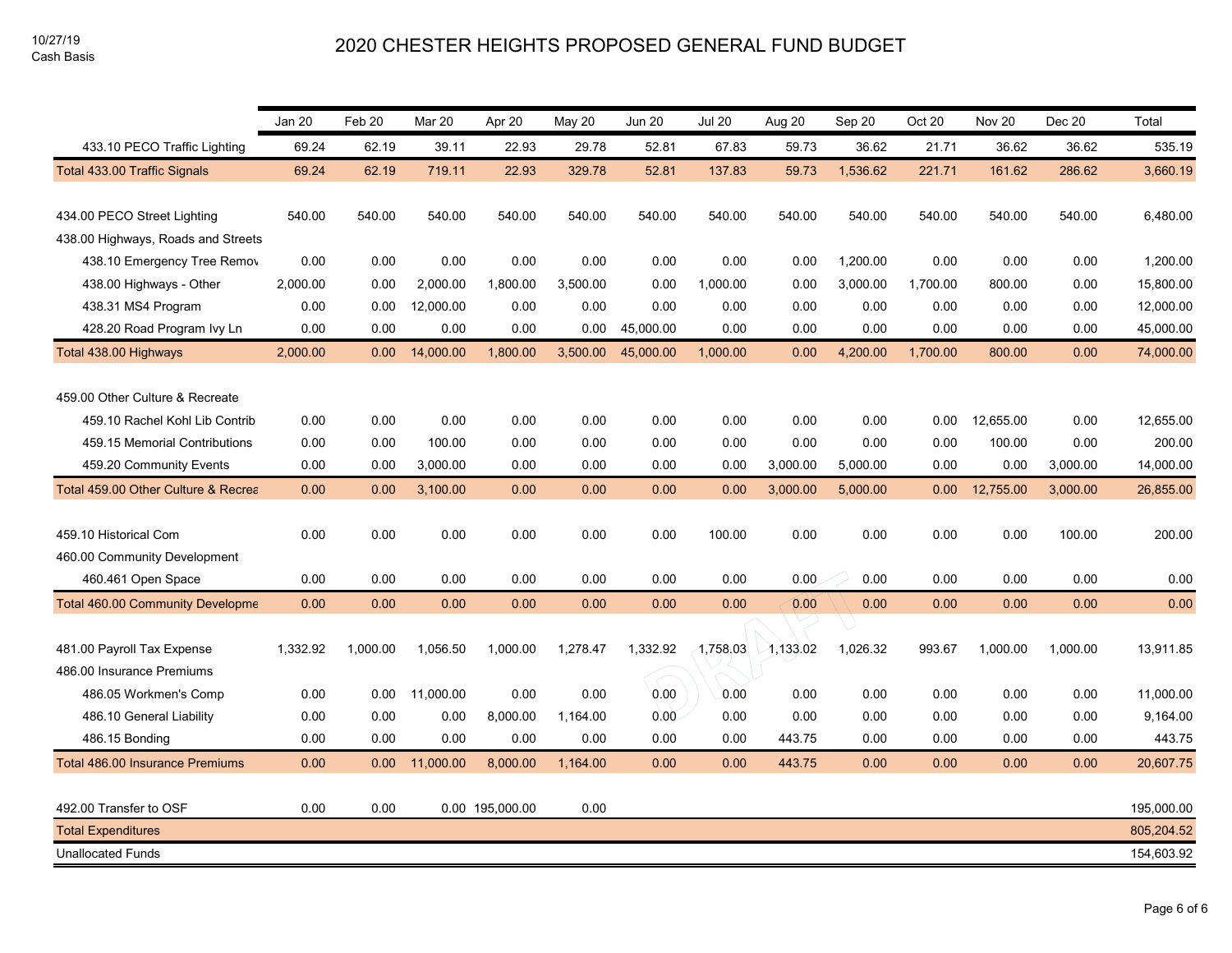10/27/19
Cash Basis

# 2020 CHESTER HEIGHTS PROPOSED GENERAL FUND BUDGET

| | Jan 20 | Feb 20 | Mar 20 | Apr 20 | May 20 | Jun 20 | Jul 20 | Aug 20 | Sep 20 | Oct 20 | Nov 20 | Dec 20 | Total |
|---|---|---|---|---|---|---|---|---|---|---|---|---|---|
| 433.10 PECO Traffic Lighting | 69.24 | 62.19 | 39.11 | 22.93 | 29.78 | 52.81 | 67.83 | 59.73 | 36.62 | 21.71 | 36.62 | 36.62 | 535.19 |
| Total 433.00 Traffic Signals | 69.24 | 62.19 | 719.11 | 22.93 | 329.78 | 52.81 | 137.83 | 59.73 | 1,536.62 | 221.71 | 161.62 | 286.62 | 3,660.19 |
| | | | | | | | | | | | | | |
| 434.00 PECO Street Lighting | 540.00 | 540.00 | 540.00 | 540.00 | 540.00 | 540.00 | 540.00 | 540.00 | 540.00 | 540.00 | 540.00 | 540.00 | 6,480.00 |
| 438.00 Highways, Roads and Streets | | | | | | | | | | | | | |
| 438.10 Emergency Tree Remov | 0.00 | 0.00 | 0.00 | 0.00 | 0.00 | 0.00 | 0.00 | 0.00 | 1,200.00 | 0.00 | 0.00 | 0.00 | 1,200.00 |
| 438.00 Highways - Other | 2,000.00 | 0.00 | 2,000.00 | 1,800.00 | 3,500.00 | 0.00 | 1,000.00 | 0.00 | 3,000.00 | 1,700.00 | 800.00 | 0.00 | 15,800.00 |
| 438.31 MS4 Program | 0.00 | 0.00 | 12,000.00 | 0.00 | 0.00 | 0.00 | 0.00 | 0.00 | 0.00 | 0.00 | 0.00 | 0.00 | 12,000.00 |
| 428.20 Road Program Ivy Ln | 0.00 | 0.00 | 0.00 | 0.00 | 0.00 | 45,000.00 | 0.00 | 0.00 | 0.00 | 0.00 | 0.00 | 0.00 | 45,000.00 |
| Total 438.00 Highways | 2,000.00 | 0.00 | 14,000.00 | 1,800.00 | 3,500.00 | 45,000.00 | 1,000.00 | 0.00 | 4,200.00 | 1,700.00 | 800.00 | 0.00 | 74,000.00 |
| | | | | | | | | | | | | | |
| 459.00 Other Culture & Recreate | | | | | | | | | | | | | |
| 459.10 Rachel Kohl Lib Contrib | 0.00 | 0.00 | 0.00 | 0.00 | 0.00 | 0.00 | 0.00 | 0.00 | 0.00 | 0.00 | 12,655.00 | 0.00 | 12,655.00 |
| 459.15 Memorial Contributions | 0.00 | 0.00 | 100.00 | 0.00 | 0.00 | 0.00 | 0.00 | 0.00 | 0.00 | 0.00 | 100.00 | 0.00 | 200.00 |
| 459.20 Community Events | 0.00 | 0.00 | 3,000.00 | 0.00 | 0.00 | 0.00 | 0.00 | 3,000.00 | 5,000.00 | 0.00 | 0.00 | 3,000.00 | 14,000.00 |
| Total 459.00 Other Culture & Recrea | 0.00 | 0.00 | 3,100.00 | 0.00 | 0.00 | 0.00 | 0.00 | 3,000.00 | 5,000.00 | 0.00 | 12,755.00 | 3,000.00 | 26,855.00 |
| | | | | | | | | | | | | | |
| 459.10 Historical Com | 0.00 | 0.00 | 0.00 | 0.00 | 0.00 | 0.00 | 100.00 | 0.00 | 0.00 | 0.00 | 0.00 | 100.00 | 200.00 |
| 460.00 Community Development | | | | | | | | | | | | | |
| 460.461 Open Space | 0.00 | 0.00 | 0.00 | 0.00 | 0.00 | 0.00 | 0.00 | 0.00 | 0.00 | 0.00 | 0.00 | 0.00 | 0.00 |
| Total 460.00 Community Developme | 0.00 | 0.00 | 0.00 | 0.00 | 0.00 | 0.00 | 0.00 | 0.00 | 0.00 | 0.00 | 0.00 | 0.00 | 0.00 |
| | | | | | | | | | | | | | |
| 481.00 Payroll Tax Expense | 1,332.92 | 1,000.00 | 1,056.50 | 1,000.00 | 1,278.47 | 1,332.92 | 1,758.03 | 1,133.02 | 1,026.32 | 993.67 | 1,000.00 | 1,000.00 | 13,911.85 |
| 486.00 Insurance Premiums | | | | | | | | | | | | | |
| 486.05 Workmen's Comp | 0.00 | 0.00 | 11,000.00 | 0.00 | 0.00 | 0.00 | 0.00 | 0.00 | 0.00 | 0.00 | 0.00 | 0.00 | 11,000.00 |
| 486.10 General Liability | 0.00 | 0.00 | 0.00 | 8,000.00 | 1,164.00 | 0.00 | 0.00 | 0.00 | 0.00 | 0.00 | 0.00 | 0.00 | 9,164.00 |
| 486.15 Bonding | 0.00 | 0.00 | 0.00 | 0.00 | 0.00 | 0.00 | 0.00 | 443.75 | 0.00 | 0.00 | 0.00 | 0.00 | 443.75 |
| Total 486.00 Insurance Premiums | 0.00 | 0.00 | 11,000.00 | 8,000.00 | 1,164.00 | 0.00 | 0.00 | 443.75 | 0.00 | 0.00 | 0.00 | 0.00 | 20,607.75 |
| | | | | | | | | | | | | | |
| 492.00 Transfer to OSF | 0.00 | 0.00 | 0.00 | 195,000.00 | 0.00 | | | | | | | | 195,000.00 |
| Total Expenditures | | | | | | | | | | | | | 805,204.52 |
| Unallocated Funds | | | | | | | | | | | | | 154,603.92 |

DRAFT